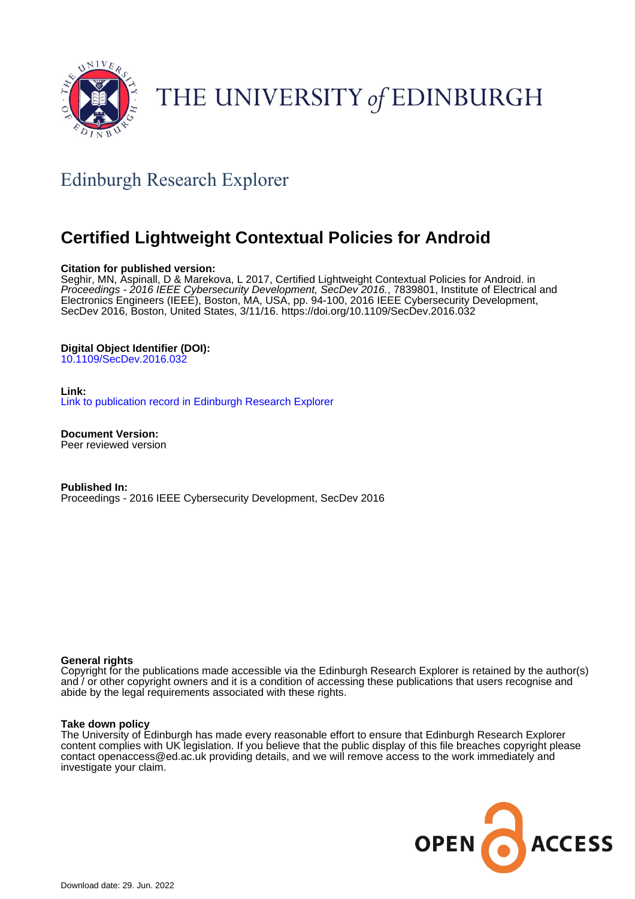# THE UNIVERSITY *of* EDINBURGH

## Edinburgh Research Explorer

# Certified Lightweight Contextual Policies for Android

**Citation for published version:**
Seghir, MN, Aspinall, D & Marekova, L 2017, Certified Lightweight Contextual Policies for Android. in *Proceedings - 2016 IEEE Cybersecurity Development, SecDev 2016.*, 7839801, Institute of Electrical and Electronics Engineers (IEEE), Boston, MA, USA, pp. 94-100, 2016 IEEE Cybersecurity Development, SecDev 2016, Boston, United States, 3/11/16. https://doi.org/10.1109/SecDev.2016.032

**Digital Object Identifier (DOI):**
10.1109/SecDev.2016.032

**Link:**
Link to publication record in Edinburgh Research Explorer

**Document Version:**
Peer reviewed version

**Published In:**
Proceedings - 2016 IEEE Cybersecurity Development, SecDev 2016

**General rights**
Copyright for the publications made accessible via the Edinburgh Research Explorer is retained by the author(s) and / or other copyright owners and it is a condition of accessing these publications that users recognise and abide by the legal requirements associated with these rights.

**Take down policy**
The University of Edinburgh has made every reasonable effort to ensure that Edinburgh Research Explorer content complies with UK legislation. If you believe that the public display of this file breaches copyright please contact openaccess@ed.ac.uk providing details, and we will remove access to the work immediately and investigate your claim.

OPEN ACCESS

Download date: 29. Jun. 2022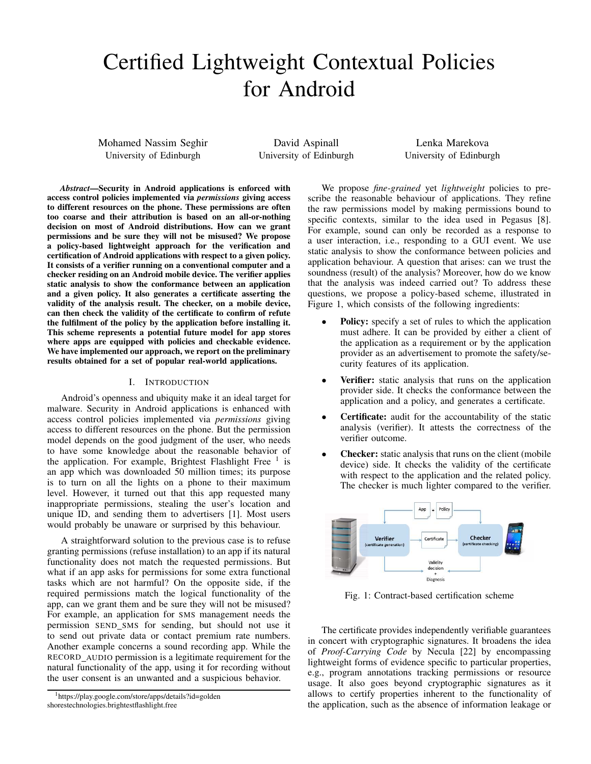# Certified Lightweight Contextual Policies for Android

Mohamed Nassim Seghir
University of Edinburgh

David Aspinall
University of Edinburgh

Lenka Marekova
University of Edinburgh

***Abstract*—Security in Android applications is enforced with access control policies implemented via *permissions* giving access to different resources on the phone. These permissions are often too coarse and their attribution is based on an all-or-nothing decision on most of Android distributions. How can we grant permissions and be sure they will not be misused? We propose a policy-based lightweight approach for the verification and certification of Android applications with respect to a given policy. It consists of a verifier running on a conventional computer and a checker residing on an Android mobile device. The verifier applies static analysis to show the conformance between an application and a given policy. It also generates a certificate asserting the validity of the analysis result. The checker, on a mobile device, can then check the validity of the certificate to confirm of refute the fulfilment of the policy by the application before installing it. This scheme represents a potential future model for app stores where apps are equipped with policies and checkable evidence. We have implemented our approach, we report on the preliminary results obtained for a set of popular real-world applications.**

## I. Introduction

Android's openness and ubiquity make it an ideal target for malware. Security in Android applications is enhanced with access control policies implemented via *permissions* giving access to different resources on the phone. But the permission model depends on the good judgment of the user, who needs to have some knowledge about the reasonable behavior of the application. For example, Brightest Flashlight Free [1] is an app which was downloaded 50 million times; its purpose is to turn on all the lights on a phone to their maximum level. However, it turned out that this app requested many inappropriate permissions, stealing the user's location and unique ID, and sending them to advertisers [1]. Most users would probably be unaware or surprised by this behaviour.

A straightforward solution to the previous case is to refuse granting permissions (refuse installation) to an app if its natural functionality does not match the requested permissions. But what if an app asks for permissions for some extra functional tasks which are not harmful? On the opposite side, if the required permissions match the logical functionality of the app, can we grant them and be sure they will not be misused? For example, an application for SMS management needs the permission SEND_SMS for sending, but should not use it to send out private data or contact premium rate numbers. Another example concerns a sound recording app. While the RECORD_AUDIO permission is a legitimate requirement for the natural functionality of the app, using it for recording without the user consent is an unwanted and a suspicious behavior.

[1] https://play.google.com/store/apps/details?id=golden shorestechnologies.brightestflashlight.free

We propose *fine-grained* yet *lightweight* policies to prescribe the reasonable behaviour of applications. They refine the raw permissions model by making permissions bound to specific contexts, similar to the idea used in Pegasus [8]. For example, sound can only be recorded as a response to a user interaction, i.e., responding to a GUI event. We use static analysis to show the conformance between policies and application behaviour. A question that arises: can we trust the soundness (result) of the analysis? Moreover, how do we know that the analysis was indeed carried out? To address these questions, we propose a policy-based scheme, illustrated in Figure 1, which consists of the following ingredients:

- **Policy:** specify a set of rules to which the application must adhere. It can be provided by either a client of the application as a requirement or by the application provider as an advertisement to promote the safety/security features of its application.
- **Verifier:** static analysis that runs on the application provider side. It checks the conformance between the application and a policy, and generates a certificate.
- **Certificate:** audit for the accountability of the static analysis (verifier). It attests the correctness of the verifier outcome.
- **Checker:** static analysis that runs on the client (mobile device) side. It checks the validity of the certificate with respect to the application and the related policy. The checker is much lighter compared to the verifier.

App + Policy
Verifier (certificate generation)
Certificate
Checker (certificate checking)
Validity decision + Diagnosis

Fig. 1: Contract-based certification scheme

The certificate provides independently verifiable guarantees in concert with cryptographic signatures. It broadens the idea of *Proof-Carrying Code* by Necula [22] by encompassing lightweight forms of evidence specific to particular properties, e.g., program annotations tracking permissions or resource usage. It also goes beyond cryptographic signatures as it allows to certify properties inherent to the functionality of the application, such as the absence of information leakage or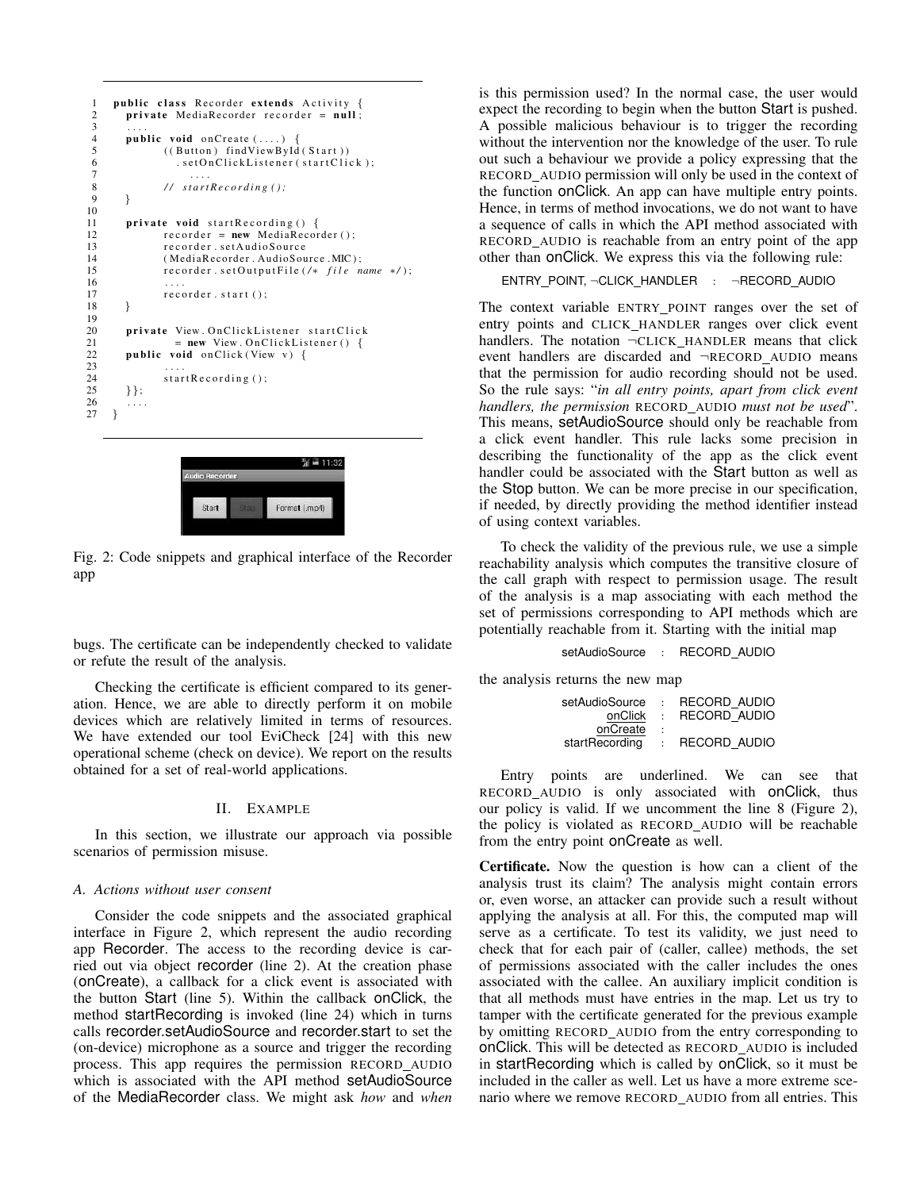```
1   public class Recorder extends Activity {
2     private MediaRecorder recorder = null;
3     ....
4     public void onCreate(....) {
5           ((Button) findViewById(Start))
6             .setOnClickListener(startClick);
7               ....
8           // startRecording();
9     }
10
11    private void startRecording() {
12          recorder = new MediaRecorder();
13          recorder.setAudioSource
14          (MediaRecorder.AudioSource.MIC);
15          recorder.setOutputFile(/* file name */);
16          ....
17          recorder.start();
18    }
19
20    private View.OnClickListener startClick
21           = new View.OnClickListener() {
22    public void onClick(View v) {
23          ....
24          startRecording();
25    }};
26    ....
27  }
```

Fig. 2: Code snippets and graphical interface of the Recorder app

bugs. The certificate can be independently checked to validate or refute the result of the analysis.

Checking the certificate is efficient compared to its generation. Hence, we are able to directly perform it on mobile devices which are relatively limited in terms of resources. We have extended our tool EviCheck [24] with this new operational scheme (check on device). We report on the results obtained for a set of real-world applications.

## II. EXAMPLE

In this section, we illustrate our approach via possible scenarios of permission misuse.

### A. Actions without user consent

Consider the code snippets and the associated graphical interface in Figure 2, which represent the audio recording app Recorder. The access to the recording device is carried out via object recorder (line 2). At the creation phase (onCreate), a callback for a click event is associated with the button Start (line 5). Within the callback onClick, the method startRecording is invoked (line 24) which in turns calls recorder.setAudioSource and recorder.start to set the (on-device) microphone as a source and trigger the recording process. This app requires the permission RECORD_AUDIO which is associated with the API method setAudioSource of the MediaRecorder class. We might ask *how* and *when* is this permission used? In the normal case, the user would expect the recording to begin when the button Start is pushed. A possible malicious behaviour is to trigger the recording without the intervention nor the knowledge of the user. To rule out such a behaviour we provide a policy expressing that the RECORD_AUDIO permission will only be used in the context of the function onClick. An app can have multiple entry points. Hence, in terms of method invocations, we do not want to have a sequence of calls in which the API method associated with RECORD_AUDIO is reachable from an entry point of the app other than onClick. We express this via the following rule:

$$\text{ENTRY\_POINT}, \neg\text{CLICK\_HANDLER} \quad : \quad \neg\text{RECORD\_AUDIO}$$

The context variable ENTRY_POINT ranges over the set of entry points and CLICK_HANDLER ranges over click event handlers. The notation ¬CLICK_HANDLER means that click event handlers are discarded and ¬RECORD_AUDIO means that the permission for audio recording should not be used. So the rule says: "*in all entry points, apart from click event handlers, the permission* RECORD_AUDIO *must not be used*". This means, setAudioSource should only be reachable from a click event handler. This rule lacks some precision in describing the functionality of the app as the click event handler could be associated with the Start button as well as the Stop button. We can be more precise in our specification, if needed, by directly providing the method identifier instead of using context variables.

To check the validity of the previous rule, we use a simple reachability analysis which computes the transitive closure of the call graph with respect to permission usage. The result of the analysis is a map associating with each method the set of permissions corresponding to API methods which are potentially reachable from it. Starting with the initial map

$$\text{setAudioSource} \quad : \quad \text{RECORD\_AUDIO}$$

the analysis returns the new map

$$\begin{array}{rcl} \text{setAudioSource} & : & \text{RECORD\_AUDIO} \\ \underline{\text{onClick}} & : & \text{RECORD\_AUDIO} \\ \underline{\text{onCreate}} & : & \\ \text{startRecording} & : & \text{RECORD\_AUDIO} \end{array}$$

Entry points are underlined. We can see that RECORD_AUDIO is only associated with onClick, thus our policy is valid. If we uncomment the line 8 (Figure 2), the policy is violated as RECORD_AUDIO will be reachable from the entry point onCreate as well.

**Certificate.** Now the question is how can a client of the analysis trust its claim? The analysis might contain errors or, even worse, an attacker can provide such a result without applying the analysis at all. For this, the computed map will serve as a certificate. To test its validity, we just need to check that for each pair of (caller, callee) methods, the set of permissions associated with the caller includes the ones associated with the callee. An auxiliary implicit condition is that all methods must have entries in the map. Let us try to tamper with the certificate generated for the previous example by omitting RECORD_AUDIO from the entry corresponding to onClick. This will be detected as RECORD_AUDIO is included in startRecording which is called by onClick, so it must be included in the caller as well. Let us have a more extreme scenario where we remove RECORD_AUDIO from all entries. This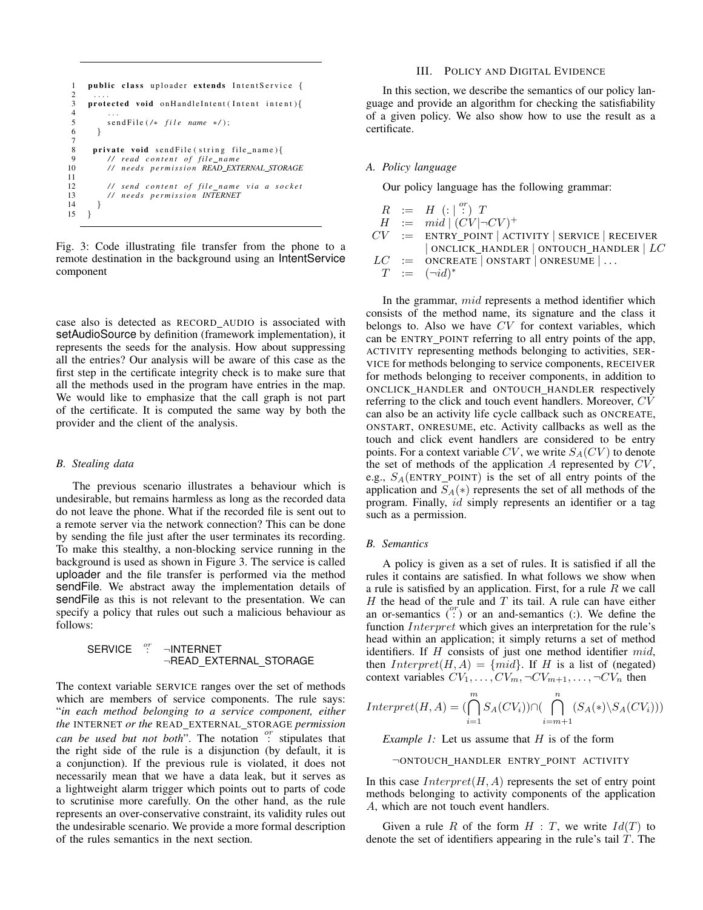```java
1   public class uploader extends IntentService {
2     ....
3   protected void onHandleIntent(Intent intent){
4       ...
5       sendFile(/* file name */);
6     }
7
8    private void sendFile(string file_name){
9       // read content of file_name
10      // needs permission READ_EXTERNAL_STORAGE
11
12      // send content of file_name via a socket
13      // needs permission INTERNET
14    }
15  }
```

Fig. 3: Code illustrating file transfer from the phone to a remote destination in the background using an IntentService component

case also is detected as RECORD_AUDIO is associated with setAudioSource by definition (framework implementation), it represents the seeds for the analysis. How about suppressing all the entries? Our analysis will be aware of this case as the first step in the certificate integrity check is to make sure that all the methods used in the program have entries in the map. We would like to emphasize that the call graph is not part of the certificate. It is computed the same way by both the provider and the client of the analysis.

### B. Stealing data

The previous scenario illustrates a behaviour which is undesirable, but remains harmless as long as the recorded data do not leave the phone. What if the recorded file is sent out to a remote server via the network connection? This can be done by sending the file just after the user terminates its recording. To make this stealthy, a non-blocking service running in the background is used as shown in Figure 3. The service is called uploader and the file transfer is performed via the method sendFile. We abstract away the implementation details of sendFile as this is not relevant to the presentation. We can specify a policy that rules out such a malicious behaviour as follows:

$$\text{SERVICE} \overset{or}{:} \neg\text{INTERNET} \;\; \neg\text{READ\_EXTERNAL\_STORAGE}$$

The context variable SERVICE ranges over the set of methods which are members of service components. The rule says: "*in each method belonging to a service component, either the* INTERNET *or the* READ_EXTERNAL_STORAGE *permission can be used but not both*". The notation $\overset{or}{:}$ stipulates that the right side of the rule is a disjunction (by default, it is a conjunction). If the previous rule is violated, it does not necessarily mean that we have a data leak, but it serves as a lightweight alarm trigger which points out to parts of code to scrutinise more carefully. On the other hand, as the rule represents an over-conservative constraint, its validity rules out the undesirable scenario. We provide a more formal description of the rules semantics in the next section.

## III. Policy and Digital Evidence

In this section, we describe the semantics of our policy language and provide an algorithm for checking the satisfiability of a given policy. We also show how to use the result as a certificate.

### A. Policy language

Our policy language has the following grammar:

$$
\begin{aligned}
R &:= H \; (: \mid \overset{or}{:}) \; T \\
H &:= mid \mid (CV \mid \neg CV)^+ \\
CV &:= \text{ENTRY\_POINT} \mid \text{ACTIVITY} \mid \text{SERVICE} \mid \text{RECEIVER} \\
&\quad \mid \text{ONCLICK\_HANDLER} \mid \text{ONTOUCH\_HANDLER} \mid LC \\
LC &:= \text{ONCREATE} \mid \text{ONSTART} \mid \text{ONRESUME} \mid \ldots \\
T &:= (\neg id)^*
\end{aligned}
$$

In the grammar, $mid$ represents a method identifier which consists of the method name, its signature and the class it belongs to. Also we have $CV$ for context variables, which can be ENTRY_POINT referring to all entry points of the app, ACTIVITY representing methods belonging to activities, SERVICE for methods belonging to service components, RECEIVER for methods belonging to receiver components, in addition to ONCLICK_HANDLER and ONTOUCH_HANDLER respectively referring to the click and touch event handlers. Moreover, $CV$ can also be an activity life cycle callback such as ONCREATE, ONSTART, ONRESUME, etc. Activity callbacks as well as the touch and click event handlers are considered to be entry points. For a context variable $CV$, we write $S_A(CV)$ to denote the set of methods of the application $A$ represented by $CV$, e.g., $S_A(\text{ENTRY\_POINT})$ is the set of all entry points of the application and $S_A(*)$ represents the set of all methods of the program. Finally, $id$ simply represents an identifier or a tag such as a permission.

### B. Semantics

A policy is given as a set of rules. It is satisfied if all the rules it contains are satisfied. In what follows we show when a rule is satisfied by an application. First, for a rule $R$ we call $H$ the head of the rule and $T$ its tail. A rule can have either an or-semantics ($\overset{or}{:}$) or an and-semantics (:). We define the function $Interpret$ which gives an interpretation for the rule's head within an application; it simply returns a set of method identifiers. If $H$ consists of just one method identifier $mid$, then $Interpret(H, A) = \{mid\}$. If $H$ is a list of (negated) context variables $CV_1, \ldots, CV_m, \neg CV_{m+1}, \ldots, \neg CV_n$ then

$$Interpret(H, A) = (\bigcap_{i=1}^{m} S_A(CV_i)) \cap (\bigcap_{i=m+1}^{n} (S_A(*) \backslash S_A(CV_i)))$$

*Example 1:* Let us assume that $H$ is of the form

$$\neg\text{ONTOUCH\_HANDLER} \;\; \text{ENTRY\_POINT} \;\; \text{ACTIVITY}$$

In this case $Interpret(H, A)$ represents the set of entry point methods belonging to activity components of the application $A$, which are not touch event handlers.

Given a rule $R$ of the form $H : T$, we write $Id(T)$ to denote the set of identifiers appearing in the rule's tail $T$. The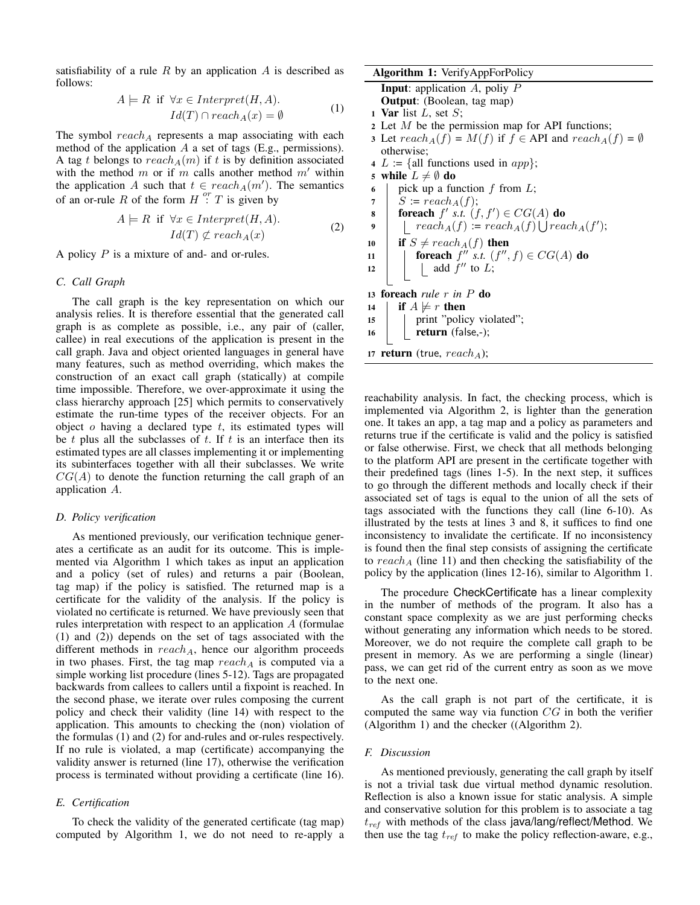satisfiability of a rule $R$ by an application $A$ is described as follows:

$$A \models R \text{ if } \forall x \in Interpret(H, A). \quad Id(T) \cap reach_A(x) = \emptyset \tag{1}$$

The symbol $reach_A$ represents a map associating with each method of the application $A$ a set of tags (E.g., permissions). A tag $t$ belongs to $reach_A(m)$ if $t$ is by definition associated with the method $m$ or if $m$ calls another method $m'$ within the application $A$ such that $t \in reach_A(m')$. The semantics of an or-rule $R$ of the form $H \overset{or}{:} T$ is given by

$$A \models R \text{ if } \forall x \in Interpret(H, A). \quad Id(T) \not\subset reach_A(x) \tag{2}$$

A policy $P$ is a mixture of and- and or-rules.

### C. Call Graph

The call graph is the key representation on which our analysis relies. It is therefore essential that the generated call graph is as complete as possible, i.e., any pair of (caller, callee) in real executions of the application is present in the call graph. Java and object oriented languages in general have many features, such as method overriding, which makes the construction of an exact call graph (statically) at compile time impossible. Therefore, we over-approximate it using the class hierarchy approach [25] which permits to conservatively estimate the run-time types of the receiver objects. For an object $o$ having a declared type $t$, its estimated types will be $t$ plus all the subclasses of $t$. If $t$ is an interface then its estimated types are all classes implementing it or implementing its subinterfaces together with all their subclasses. We write $CG(A)$ to denote the function returning the call graph of an application $A$.

### D. Policy verification

As mentioned previously, our verification technique generates a certificate as an audit for its outcome. This is implemented via Algorithm 1 which takes as input an application and a policy (set of rules) and returns a pair (Boolean, tag map) if the policy is satisfied. The returned map is a certificate for the validity of the analysis. If the policy is violated no certificate is returned. We have previously seen that rules interpretation with respect to an application $A$ (formulae (1) and (2)) depends on the set of tags associated with the different methods in $reach_A$, hence our algorithm proceeds in two phases. First, the tag map $reach_A$ is computed via a simple working list procedure (lines 5-12). Tags are propagated backwards from callees to callers until a fixpoint is reached. In the second phase, we iterate over rules composing the current policy and check their validity (line 14) with respect to the application. This amounts to checking the (non) violation of the formulas (1) and (2) for and-rules and or-rules respectively. If no rule is violated, a map (certificate) accompanying the validity answer is returned (line 17), otherwise the verification process is terminated without providing a certificate (line 16).

### E. Certification

To check the validity of the generated certificate (tag map) computed by Algorithm 1, we do not need to re-apply a

**Algorithm 1:** VerifyAppForPolicy

```
Input: application A, poliy P
Output: (Boolean, tag map)
1  Var list L, set S;
2  Let M be the permission map for API functions;
3  Let reach_A(f) = M(f) if f ∈ API and reach_A(f) = ∅
   otherwise;
4  L := {all functions used in app};
5  while L ≠ ∅ do
6      pick up a function f from L;
7      S := reach_A(f);
8      foreach f' s.t. (f, f') ∈ CG(A) do
9          reach_A(f) := reach_A(f) ⋃ reach_A(f');
10     if S ≠ reach_A(f) then
11         foreach f'' s.t. (f'', f) ∈ CG(A) do
12             add f'' to L;
13 foreach rule r in P do
14     if A ⊭ r then
15         print "policy violated";
16         return (false,-);
17 return (true, reach_A);
```

reachability analysis. In fact, the checking process, which is implemented via Algorithm 2, is lighter than the generation one. It takes an app, a tag map and a policy as parameters and returns true if the certificate is valid and the policy is satisfied or false otherwise. First, we check that all methods belonging to the platform API are present in the certificate together with their predefined tags (lines 1-5). In the next step, it suffices to go through the different methods and locally check if their associated set of tags is equal to the union of all the sets of tags associated with the functions they call (line 6-10). As illustrated by the tests at lines 3 and 8, it suffices to find one inconsistency to invalidate the certificate. If no inconsistency is found then the final step consists of assigning the certificate to $reach_A$ (line 11) and then checking the satisfiability of the policy by the application (lines 12-16), similar to Algorithm 1.

The procedure CheckCertificate has a linear complexity in the number of methods of the program. It also has a constant space complexity as we are just performing checks without generating any information which needs to be stored. Moreover, we do not require the complete call graph to be present in memory. As we are performing a single (linear) pass, we can get rid of the current entry as soon as we move to the next one.

As the call graph is not part of the certificate, it is computed the same way via function $CG$ in both the verifier (Algorithm 1) and the checker ((Algorithm 2).

### F. Discussion

As mentioned previously, generating the call graph by itself is not a trivial task due virtual method dynamic resolution. Reflection is also a known issue for static analysis. A simple and conservative solution for this problem is to associate a tag $t_{ref}$ with methods of the class java/lang/reflect/Method. We then use the tag $t_{ref}$ to make the policy reflection-aware, e.g.,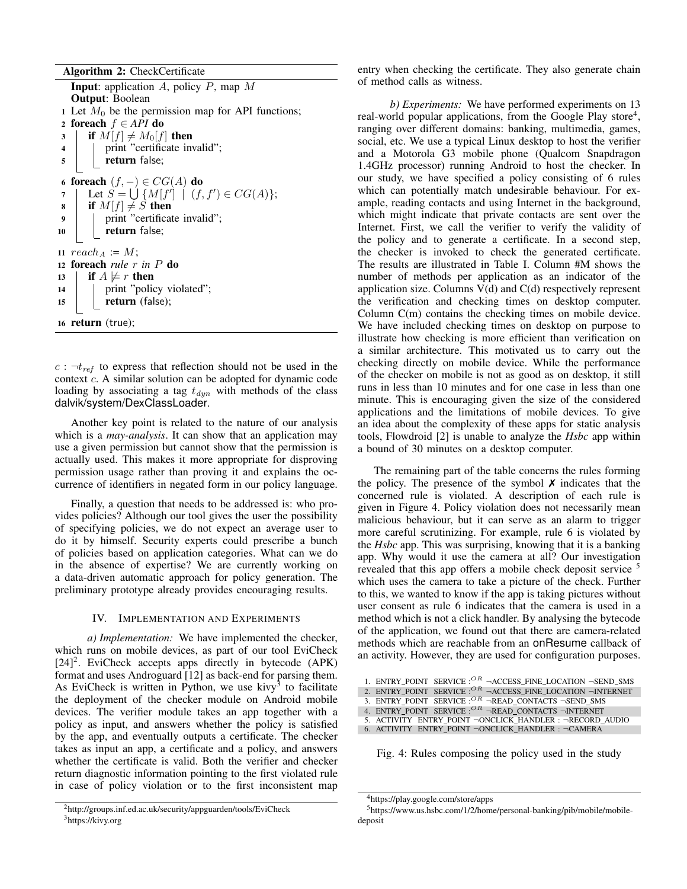**Algorithm 2:** CheckCertificate

```
   Input: application A, policy P, map M
   Output: Boolean
 1 Let M_0 be the permission map for API functions;
 2 foreach f ∈ API do
 3     if M[f] ≠ M_0[f] then
 4         print "certificate invalid";
 5         return false;
 6 foreach (f, −) ∈ CG(A) do
 7     Let S = ⋃ {M[f'] | (f, f') ∈ CG(A)};
 8     if M[f] ≠ S then
 9         print "certificate invalid";
10         return false;
11 reach_A := M;
12 foreach rule r in P do
13     if A ⊭ r then
14         print "policy violated";
15         return (false);
16 return (true);
```

$c : \neg t_{ref}$ to express that reflection should not be used in the context $c$. A similar solution can be adopted for dynamic code loading by associating a tag $t_{dyn}$ with methods of the class dalvik/system/DexClassLoader.

Another key point is related to the nature of our analysis which is a *may-analysis*. It can show that an application may use a given permission but cannot show that the permission is actually used. This makes it more appropriate for disproving permission usage rather than proving it and explains the occurrence of identifiers in negated form in our policy language.

Finally, a question that needs to be addressed is: who provides policies? Although our tool gives the user the possibility of specifying policies, we do not expect an average user to do it by himself. Security experts could prescribe a bunch of policies based on application categories. What can we do in the absence of expertise? We are currently working on a data-driven automatic approach for policy generation. The preliminary prototype already provides encouraging results.

## IV. Implementation and Experiments

*a) Implementation:* We have implemented the checker, which runs on mobile devices, as part of our tool EviCheck [24][2]. EviCheck accepts apps directly in bytecode (APK) format and uses Androguard [12] as back-end for parsing them. As EviCheck is written in Python, we use kivy[3] to facilitate the deployment of the checker module on Android mobile devices. The verifier module takes an app together with a policy as input, and answers whether the policy is satisfied by the app, and eventually outputs a certificate. The checker takes as input an app, a certificate and a policy, and answers whether the certificate is valid. Both the verifier and checker return diagnostic information pointing to the first violated rule in case of policy violation or to the first inconsistent map entry when checking the certificate. They also generate chain of method calls as witness.

*b) Experiments:* We have performed experiments on 13 real-world popular applications, from the Google Play store[4], ranging over different domains: banking, multimedia, games, social, etc. We use a typical Linux desktop to host the verifier and a Motorola G3 mobile phone (Qualcom Snapdragon 1.4GHz processor) running Android to host the checker. In our study, we have specified a policy consisting of 6 rules which can potentially match undesirable behaviour. For example, reading contacts and using Internet in the background, which might indicate that private contacts are sent over the Internet. First, we call the verifier to verify the validity of the policy and to generate a certificate. In a second step, the checker is invoked to check the generated certificate. The results are illustrated in Table I. Column #M shows the number of methods per application as an indicator of the application size. Columns V(d) and C(d) respectively represent the verification and checking times on desktop computer. Column C(m) contains the checking times on mobile device. We have included checking times on desktop on purpose to illustrate how checking is more efficient than verification on a similar architecture. This motivated us to carry out the checking directly on mobile device. While the performance of the checker on mobile is not as good as on desktop, it still runs in less than 10 minutes and for one case in less than one minute. This is encouraging given the size of the considered applications and the limitations of mobile devices. To give an idea about the complexity of these apps for static analysis tools, Flowdroid [2] is unable to analyze the *Hsbc* app within a bound of 30 minutes on a desktop computer.

The remaining part of the table concerns the rules forming the policy. The presence of the symbol ✗ indicates that the concerned rule is violated. A description of each rule is given in Figure 4. Policy violation does not necessarily mean malicious behaviour, but it can serve as an alarm to trigger more careful scrutinizing. For example, rule 6 is violated by the *Hsbc* app. This was surprising, knowing that it is a banking app. Why would it use the camera at all? Our investigation revealed that this app offers a mobile check deposit service [5] which uses the camera to take a picture of the check. Further to this, we wanted to know if the app is taking pictures without user consent as rule 6 indicates that the camera is used in a method which is not a click handler. By analysing the bytecode of the application, we found out that there are camera-related methods which are reachable from an onResume callback of an activity. However, they are used for configuration purposes.

1. ENTRY_POINT SERVICE $:^{OR}$ ¬ACCESS_FINE_LOCATION ¬SEND_SMS
2. ENTRY_POINT SERVICE $:^{OR}$ ¬ACCESS_FINE_LOCATION ¬INTERNET
3. ENTRY_POINT SERVICE $:^{OR}$ ¬READ_CONTACTS ¬SEND_SMS
4. ENTRY_POINT SERVICE $:^{OR}$ ¬READ_CONTACTS ¬INTERNET
5. ACTIVITY ENTRY_POINT ¬ONCLICK_HANDLER : ¬RECORD_AUDIO
6. ACTIVITY ENTRY_POINT ¬ONCLICK_HANDLER : ¬CAMERA

Fig. 4: Rules composing the policy used in the study

[2] http://groups.inf.ed.ac.uk/security/appguarden/tools/EviCheck

[3] https://kivy.org

[4] https://play.google.com/store/apps

[5] https://www.us.hsbc.com/1/2/home/personal-banking/pib/mobile/mobile-deposit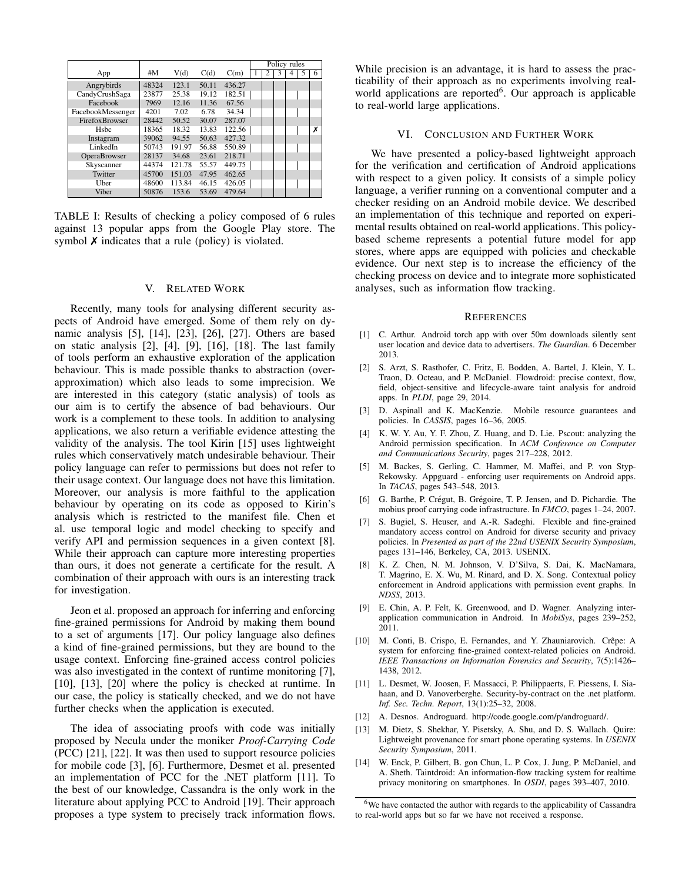| App | #M | V(d) | C(d) | C(m) | Policy rules | | | | | |
|---|---|---|---|---|---|---|---|---|---|---|
| | | | | | 1 | 2 | 3 | 4 | 5 | 6 |
| Angrybirds | 48324 | 123.1 | 50.11 | 436.27 | | | | | | |
| CandyCrushSaga | 23877 | 25.38 | 19.12 | 182.51 | | | | | | |
| Facebook | 7969 | 12.16 | 11.36 | 67.56 | | | | | | |
| FacebookMessenger | 4201 | 7.02 | 6.78 | 34.34 | | | | | | |
| FirefoxBrowser | 28442 | 50.52 | 30.07 | 287.07 | | | | | | |
| Hsbc | 18365 | 18.32 | 13.83 | 122.56 | | | | | | ✗ |
| Instagram | 39062 | 94.55 | 50.63 | 427.32 | | | | | | |
| LinkedIn | 50743 | 191.97 | 56.88 | 550.89 | | | | | | |
| OperaBrowser | 28137 | 34.68 | 23.61 | 218.71 | | | | | | |
| Skyscanner | 44374 | 121.78 | 55.57 | 449.75 | | | | | | |
| Twitter | 45700 | 151.03 | 47.95 | 462.65 | | | | | | |
| Uber | 48600 | 113.84 | 46.15 | 426.05 | | | | | | |
| Viber | 50876 | 153.6 | 53.69 | 479.64 | | | | | | |

TABLE I: Results of checking a policy composed of 6 rules against 13 popular apps from the Google Play store. The symbol ✗ indicates that a rule (policy) is violated.

## V. Related Work

Recently, many tools for analysing different security aspects of Android have emerged. Some of them rely on dynamic analysis [5], [14], [23], [26], [27]. Others are based on static analysis [2], [4], [9], [16], [18]. The last family of tools perform an exhaustive exploration of the application behaviour. This is made possible thanks to abstraction (over-approximation) which also leads to some imprecision. We are interested in this category (static analysis) of tools as our aim is to certify the absence of bad behaviours. Our work is a complement to these tools. In addition to analysing applications, we also return a verifiable evidence attesting the validity of the analysis. The tool Kirin [15] uses lightweight rules which conservatively match undesirable behaviour. Their policy language can refer to permissions but does not refer to their usage context. Our language does not have this limitation. Moreover, our analysis is more faithful to the application behaviour by operating on its code as opposed to Kirin's analysis which is restricted to the manifest file. Chen et al. use temporal logic and model checking to specify and verify API and permission sequences in a given context [8]. While their approach can capture more interesting properties than ours, it does not generate a certificate for the result. A combination of their approach with ours is an interesting track for investigation.

Jeon et al. proposed an approach for inferring and enforcing fine-grained permissions for Android by making them bound to a set of arguments [17]. Our policy language also defines a kind of fine-grained permissions, but they are bound to the usage context. Enforcing fine-grained access control policies was also investigated in the context of runtime monitoring [7], [10], [13], [20] where the policy is checked at runtime. In our case, the policy is statically checked, and we do not have further checks when the application is executed.

The idea of associating proofs with code was initially proposed by Necula under the moniker *Proof-Carrying Code* (PCC) [21], [22]. It was then used to support resource policies for mobile code [3], [6]. Furthermore, Desmet et al. presented an implementation of PCC for the .NET platform [11]. To the best of our knowledge, Cassandra is the only work in the literature about applying PCC to Android [19]. Their approach proposes a type system to precisely track information flows. While precision is an advantage, it is hard to assess the practicability of their approach as no experiments involving real-world applications are reported[6]. Our approach is applicable to real-world large applications.

## VI. Conclusion and Further Work

We have presented a policy-based lightweight approach for the verification and certification of Android applications with respect to a given policy. It consists of a simple policy language, a verifier running on a conventional computer and a checker residing on an Android mobile device. We described an implementation of this technique and reported on experimental results obtained on real-world applications. This policy-based scheme represents a potential future model for app stores, where apps are equipped with policies and checkable evidence. Our next step is to increase the efficiency of the checking process on device and to integrate more sophisticated analyses, such as information flow tracking.

## References

[1] C. Arthur. Android torch app with over 50m downloads silently sent user location and device data to advertisers. *The Guardian*. 6 December 2013.

[2] S. Arzt, S. Rasthofer, C. Fritz, E. Bodden, A. Bartel, J. Klein, Y. L. Traon, D. Octeau, and P. McDaniel. Flowdroid: precise context, flow, field, object-sensitive and lifecycle-aware taint analysis for android apps. In *PLDI*, page 29, 2014.

[3] D. Aspinall and K. MacKenzie. Mobile resource guarantees and policies. In *CASSIS*, pages 16–36, 2005.

[4] K. W. Y. Au, Y. F. Zhou, Z. Huang, and D. Lie. Pscout: analyzing the Android permission specification. In *ACM Conference on Computer and Communications Security*, pages 217–228, 2012.

[5] M. Backes, S. Gerling, C. Hammer, M. Maffei, and P. von Styp-Rekowsky. Appguard - enforcing user requirements on Android apps. In *TACAS*, pages 543–548, 2013.

[6] G. Barthe, P. Crégut, B. Grégoire, T. P. Jensen, and D. Pichardie. The mobius proof carrying code infrastructure. In *FMCO*, pages 1–24, 2007.

[7] S. Bugiel, S. Heuser, and A.-R. Sadeghi. Flexible and fine-grained mandatory access control on Android for diverse security and privacy policies. In *Presented as part of the 22nd USENIX Security Symposium*, pages 131–146, Berkeley, CA, 2013. USENIX.

[8] K. Z. Chen, N. M. Johnson, V. D'Silva, S. Dai, K. MacNamara, T. Magrino, E. X. Wu, M. Rinard, and D. X. Song. Contextual policy enforcement in Android applications with permission event graphs. In *NDSS*, 2013.

[9] E. Chin, A. P. Felt, K. Greenwood, and D. Wagner. Analyzing inter-application communication in Android. In *MobiSys*, pages 239–252, 2011.

[10] M. Conti, B. Crispo, E. Fernandes, and Y. Zhauniarovich. Crêpe: A system for enforcing fine-grained context-related policies on Android. *IEEE Transactions on Information Forensics and Security*, 7(5):1426–1438, 2012.

[11] L. Desmet, W. Joosen, F. Massacci, P. Philippaerts, F. Piessens, I. Siahaan, and D. Vanoverberghe. Security-by-contract on the .net platform. *Inf. Sec. Techn. Report*, 13(1):25–32, 2008.

[12] A. Desnos. Androguard. http://code.google.com/p/androguard/.

[13] M. Dietz, S. Shekhar, Y. Pisetsky, A. Shu, and D. S. Wallach. Quire: Lightweight provenance for smart phone operating systems. In *USENIX Security Symposium*, 2011.

[14] W. Enck, P. Gilbert, B. gon Chun, L. P. Cox, J. Jung, P. McDaniel, and A. Sheth. Taintdroid: An information-flow tracking system for realtime privacy monitoring on smartphones. In *OSDI*, pages 393–407, 2010.

[6] We have contacted the author with regards to the applicability of Cassandra to real-world apps but so far we have not received a response.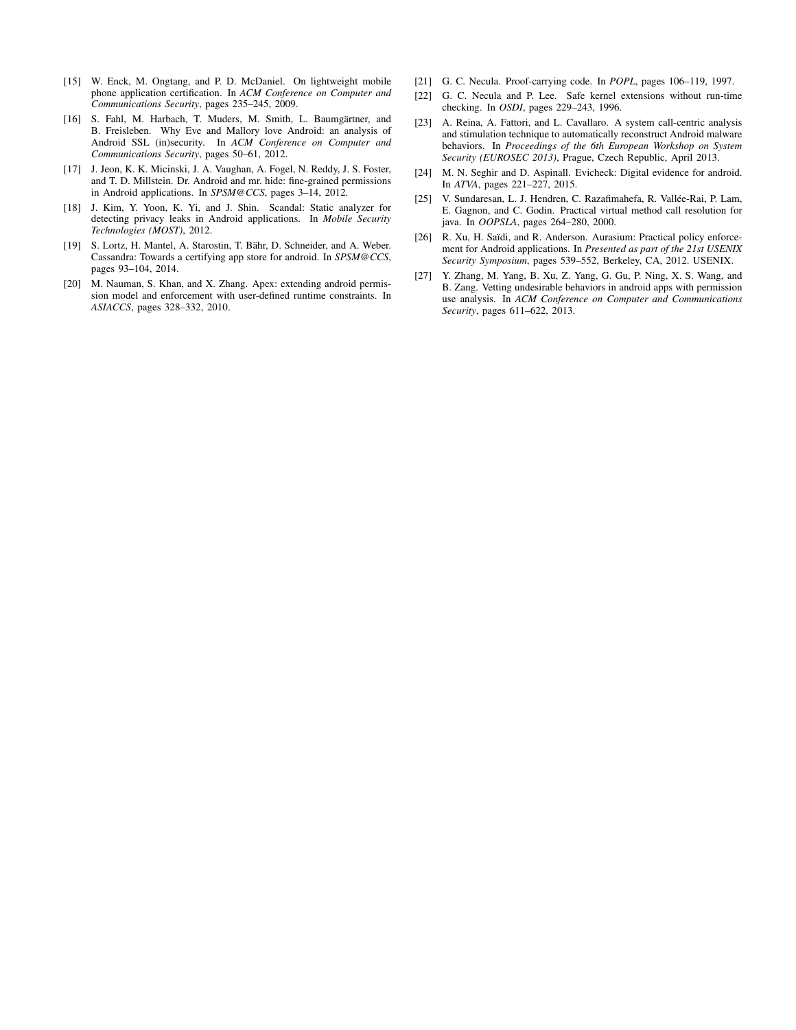[15] W. Enck, M. Ongtang, and P. D. McDaniel. On lightweight mobile phone application certification. In *ACM Conference on Computer and Communications Security*, pages 235–245, 2009.

[16] S. Fahl, M. Harbach, T. Muders, M. Smith, L. Baumgärtner, and B. Freisleben. Why Eve and Mallory love Android: an analysis of Android SSL (in)security. In *ACM Conference on Computer and Communications Security*, pages 50–61, 2012.

[17] J. Jeon, K. K. Micinski, J. A. Vaughan, A. Fogel, N. Reddy, J. S. Foster, and T. D. Millstein. Dr. Android and mr. hide: fine-grained permissions in Android applications. In *SPSM@CCS*, pages 3–14, 2012.

[18] J. Kim, Y. Yoon, K. Yi, and J. Shin. Scandal: Static analyzer for detecting privacy leaks in Android applications. In *Mobile Security Technologies (MOST)*, 2012.

[19] S. Lortz, H. Mantel, A. Starostin, T. Bähr, D. Schneider, and A. Weber. Cassandra: Towards a certifying app store for android. In *SPSM@CCS*, pages 93–104, 2014.

[20] M. Nauman, S. Khan, and X. Zhang. Apex: extending android permission model and enforcement with user-defined runtime constraints. In *ASIACCS*, pages 328–332, 2010.

[21] G. C. Necula. Proof-carrying code. In *POPL*, pages 106–119, 1997.

[22] G. C. Necula and P. Lee. Safe kernel extensions without run-time checking. In *OSDI*, pages 229–243, 1996.

[23] A. Reina, A. Fattori, and L. Cavallaro. A system call-centric analysis and stimulation technique to automatically reconstruct Android malware behaviors. In *Proceedings of the 6th European Workshop on System Security (EUROSEC 2013)*, Prague, Czech Republic, April 2013.

[24] M. N. Seghir and D. Aspinall. Evicheck: Digital evidence for android. In *ATVA*, pages 221–227, 2015.

[25] V. Sundaresan, L. J. Hendren, C. Razafimahefa, R. Vallée-Rai, P. Lam, E. Gagnon, and C. Godin. Practical virtual method call resolution for java. In *OOPSLA*, pages 264–280, 2000.

[26] R. Xu, H. Saïdi, and R. Anderson. Aurasium: Practical policy enforcement for Android applications. In *Presented as part of the 21st USENIX Security Symposium*, pages 539–552, Berkeley, CA, 2012. USENIX.

[27] Y. Zhang, M. Yang, B. Xu, Z. Yang, G. Gu, P. Ning, X. S. Wang, and B. Zang. Vetting undesirable behaviors in android apps with permission use analysis. In *ACM Conference on Computer and Communications Security*, pages 611–622, 2013.